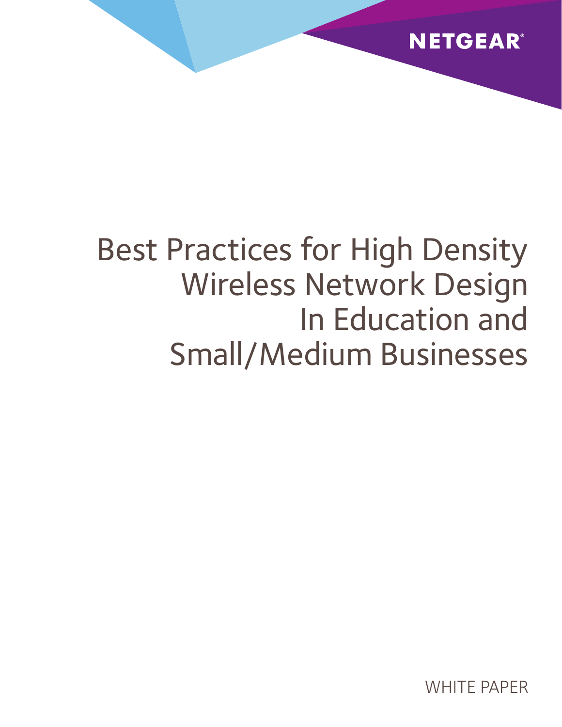NETGEAR®

# Best Practices for High Density Wireless Network Design In Education and Small/Medium Businesses

WHITE PAPER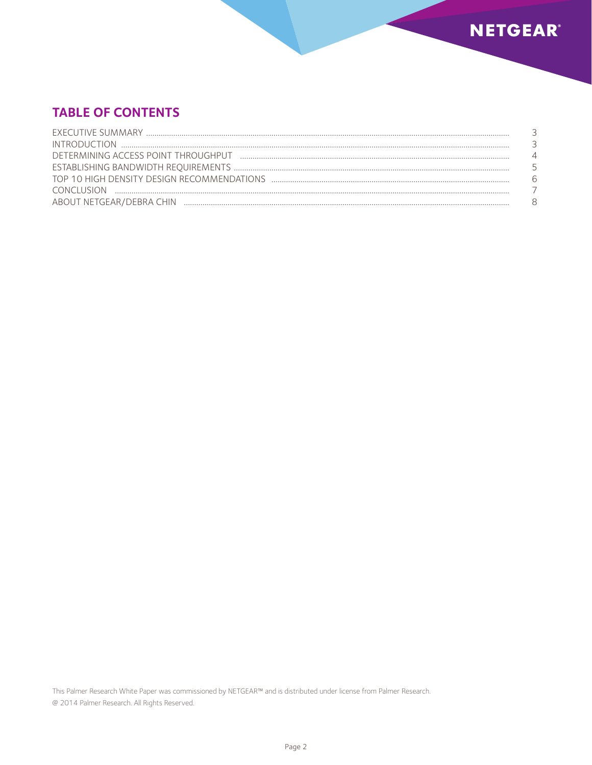## TABLE OF CONTENTS

| | |
|---|---|
| EXECUTIVE SUMMARY | 3 |
| INTRODUCTION | 3 |
| DETERMINING ACCESS POINT THROUGHPUT | 4 |
| ESTABLISHING BANDWIDTH REQUIREMENTS | 5 |
| TOP 10 HIGH DENSITY DESIGN RECOMMENDATIONS | 6 |
| CONCLUSION | 7 |
| ABOUT NETGEAR/DEBRA CHIN | 8 |

This Palmer Research White Paper was commissioned by NETGEAR™ and is distributed under license from Palmer Research.

@ 2014 Palmer Research. All Rights Reserved.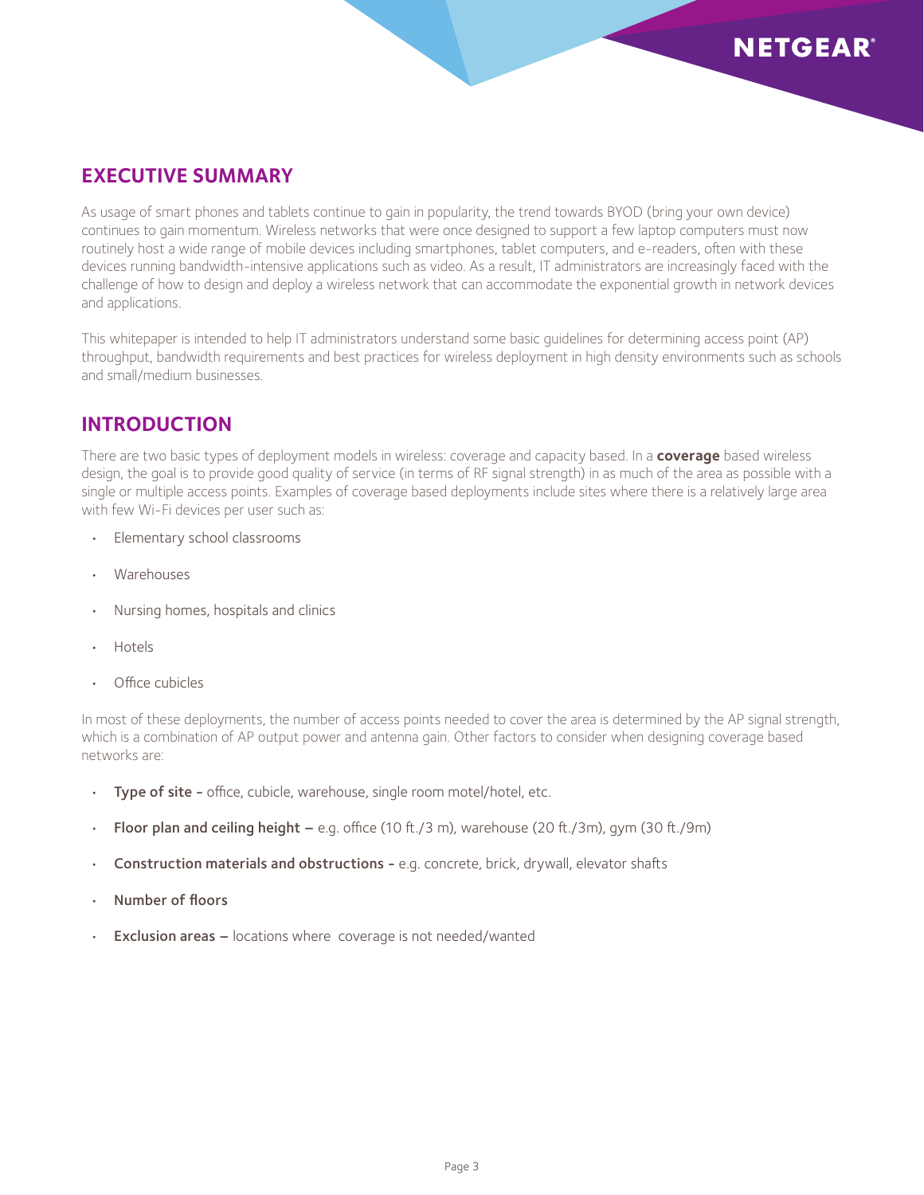## EXECUTIVE SUMMARY

As usage of smart phones and tablets continue to gain in popularity, the trend towards BYOD (bring your own device) continues to gain momentum. Wireless networks that were once designed to support a few laptop computers must now routinely host a wide range of mobile devices including smartphones, tablet computers, and e-readers, often with these devices running bandwidth-intensive applications such as video. As a result, IT administrators are increasingly faced with the challenge of how to design and deploy a wireless network that can accommodate the exponential growth in network devices and applications.

This whitepaper is intended to help IT administrators understand some basic guidelines for determining access point (AP) throughput, bandwidth requirements and best practices for wireless deployment in high density environments such as schools and small/medium businesses.

## INTRODUCTION

There are two basic types of deployment models in wireless: coverage and capacity based. In a **coverage** based wireless design, the goal is to provide good quality of service (in terms of RF signal strength) in as much of the area as possible with a single or multiple access points. Examples of coverage based deployments include sites where there is a relatively large area with few Wi-Fi devices per user such as:

- Elementary school classrooms
- Warehouses
- Nursing homes, hospitals and clinics
- Hotels
- Office cubicles

In most of these deployments, the number of access points needed to cover the area is determined by the AP signal strength, which is a combination of AP output power and antenna gain. Other factors to consider when designing coverage based networks are:

- **Type of site -** office, cubicle, warehouse, single room motel/hotel, etc.
- **Floor plan and ceiling height –** e.g. office (10 ft./3 m), warehouse (20 ft./3m), gym (30 ft./9m)
- **Construction materials and obstructions -** e.g. concrete, brick, drywall, elevator shafts
- **Number of floors**
- **Exclusion areas –** locations where coverage is not needed/wanted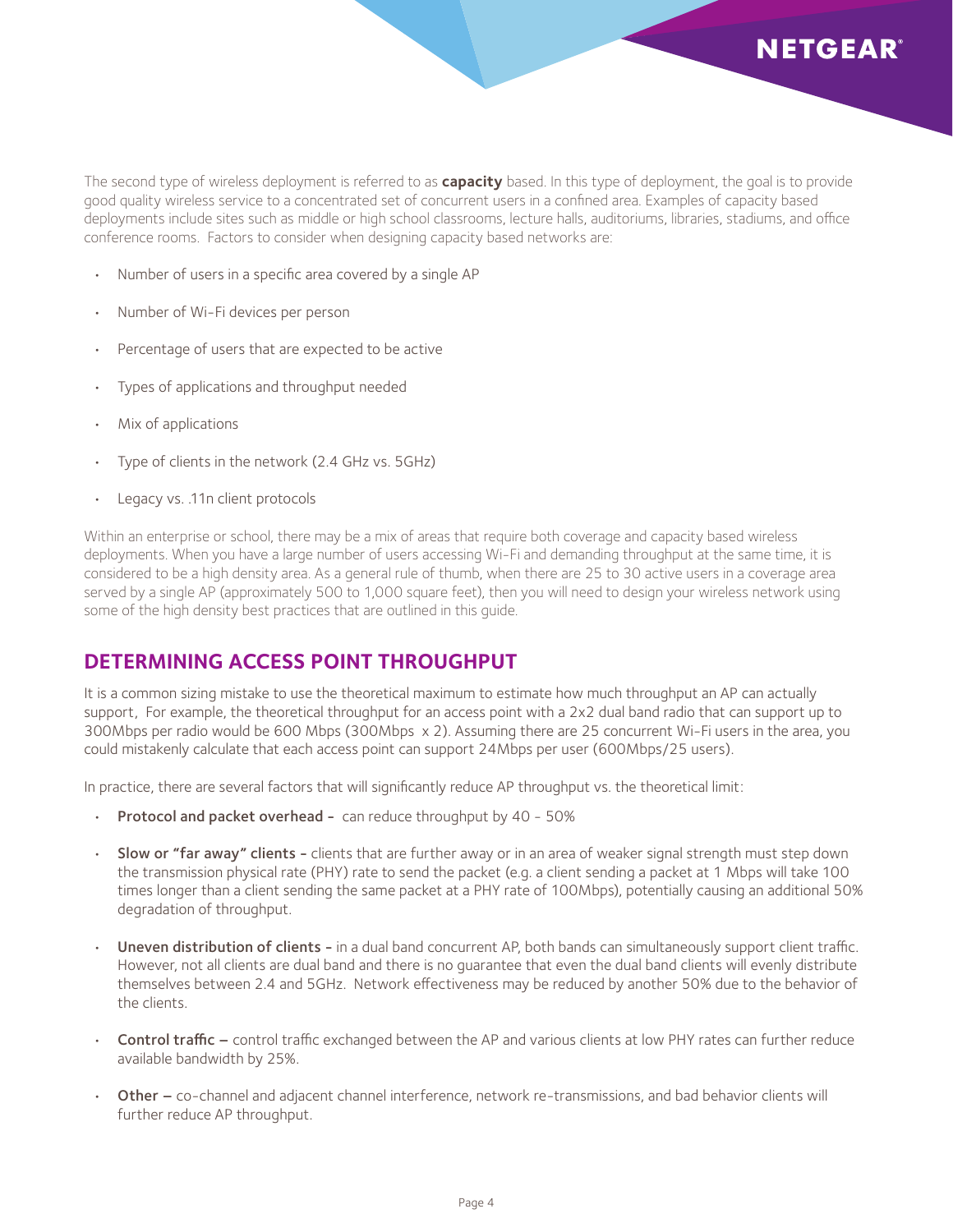The second type of wireless deployment is referred to as **capacity** based. In this type of deployment, the goal is to provide good quality wireless service to a concentrated set of concurrent users in a confined area. Examples of capacity based deployments include sites such as middle or high school classrooms, lecture halls, auditoriums, libraries, stadiums, and office conference rooms. Factors to consider when designing capacity based networks are:

- Number of users in a specific area covered by a single AP
- Number of Wi-Fi devices per person
- Percentage of users that are expected to be active
- Types of applications and throughput needed
- Mix of applications
- Type of clients in the network (2.4 GHz vs. 5GHz)
- Legacy vs. .11n client protocols

Within an enterprise or school, there may be a mix of areas that require both coverage and capacity based wireless deployments. When you have a large number of users accessing Wi-Fi and demanding throughput at the same time, it is considered to be a high density area. As a general rule of thumb, when there are 25 to 30 active users in a coverage area served by a single AP (approximately 500 to 1,000 square feet), then you will need to design your wireless network using some of the high density best practices that are outlined in this guide.

## DETERMINING ACCESS POINT THROUGHPUT

It is a common sizing mistake to use the theoretical maximum to estimate how much throughput an AP can actually support, For example, the theoretical throughput for an access point with a 2x2 dual band radio that can support up to 300Mbps per radio would be 600 Mbps (300Mbps x 2). Assuming there are 25 concurrent Wi-Fi users in the area, you could mistakenly calculate that each access point can support 24Mbps per user (600Mbps/25 users).

In practice, there are several factors that will significantly reduce AP throughput vs. the theoretical limit:

- **Protocol and packet overhead -** can reduce throughput by 40 - 50%
- **Slow or "far away" clients -** clients that are further away or in an area of weaker signal strength must step down the transmission physical rate (PHY) rate to send the packet (e.g. a client sending a packet at 1 Mbps will take 100 times longer than a client sending the same packet at a PHY rate of 100Mbps), potentially causing an additional 50% degradation of throughput.
- **Uneven distribution of clients -** in a dual band concurrent AP, both bands can simultaneously support client traffic. However, not all clients are dual band and there is no guarantee that even the dual band clients will evenly distribute themselves between 2.4 and 5GHz. Network effectiveness may be reduced by another 50% due to the behavior of the clients.
- **Control traffic –** control traffic exchanged between the AP and various clients at low PHY rates can further reduce available bandwidth by 25%.
- **Other –** co-channel and adjacent channel interference, network re-transmissions, and bad behavior clients will further reduce AP throughput.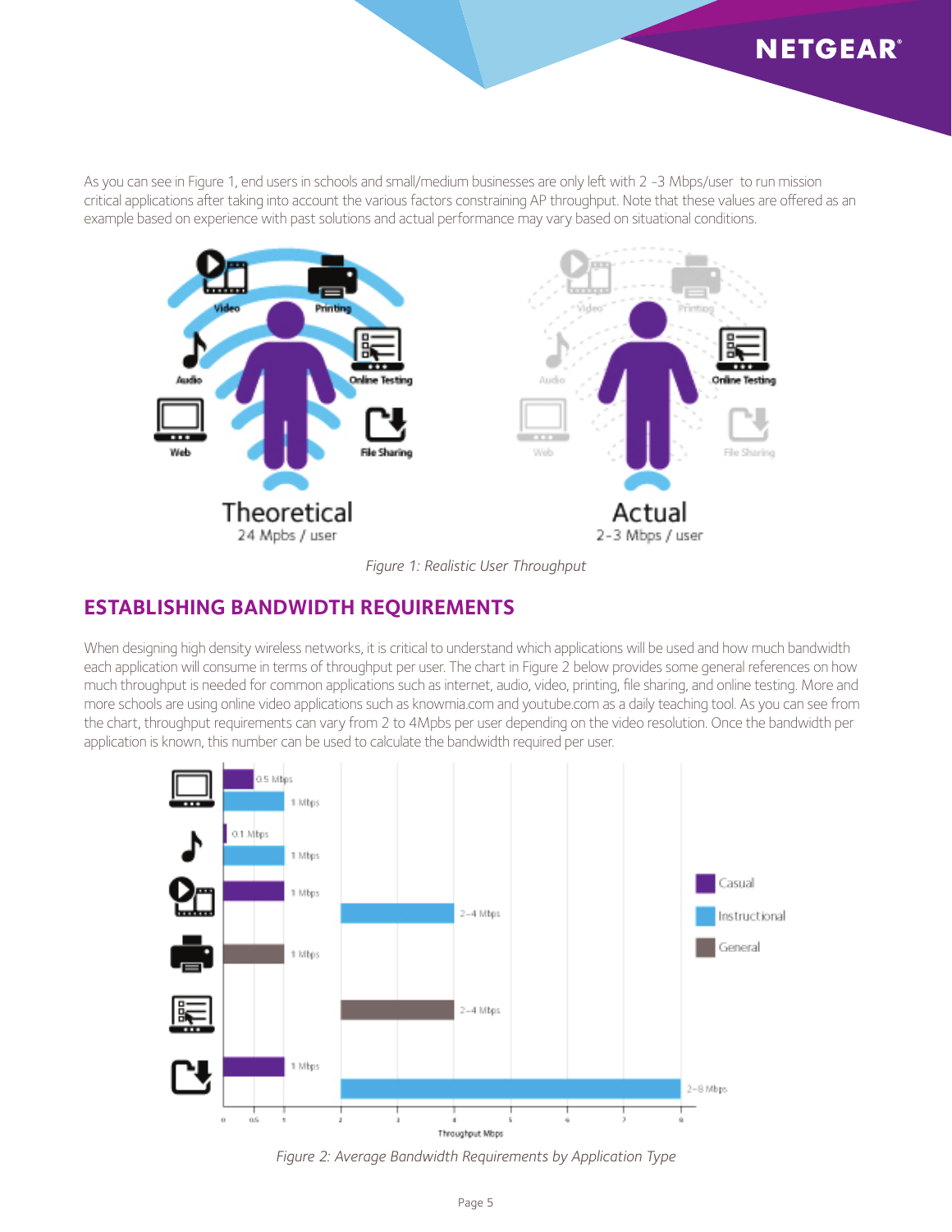As you can see in Figure 1, end users in schools and small/medium businesses are only left with 2 -3 Mbps/user to run mission critical applications after taking into account the various factors constraining AP throughput. Note that these values are offered as an example based on experience with past solutions and actual performance may vary based on situational conditions.

*Figure 1: Realistic User Throughput*

## ESTABLISHING BANDWIDTH REQUIREMENTS

When designing high density wireless networks, it is critical to understand which applications will be used and how much bandwidth each application will consume in terms of throughput per user. The chart in Figure 2 below provides some general references on how much throughput is needed for common applications such as internet, audio, video, printing, file sharing, and online testing. More and more schools are using online video applications such as knowmia.com and youtube.com as a daily teaching tool. As you can see from the chart, throughput requirements can vary from 2 to 4Mpbs per user depending on the video resolution. Once the bandwidth per application is known, this number can be used to calculate the bandwidth required per user.

*Figure 2: Average Bandwidth Requirements by Application Type*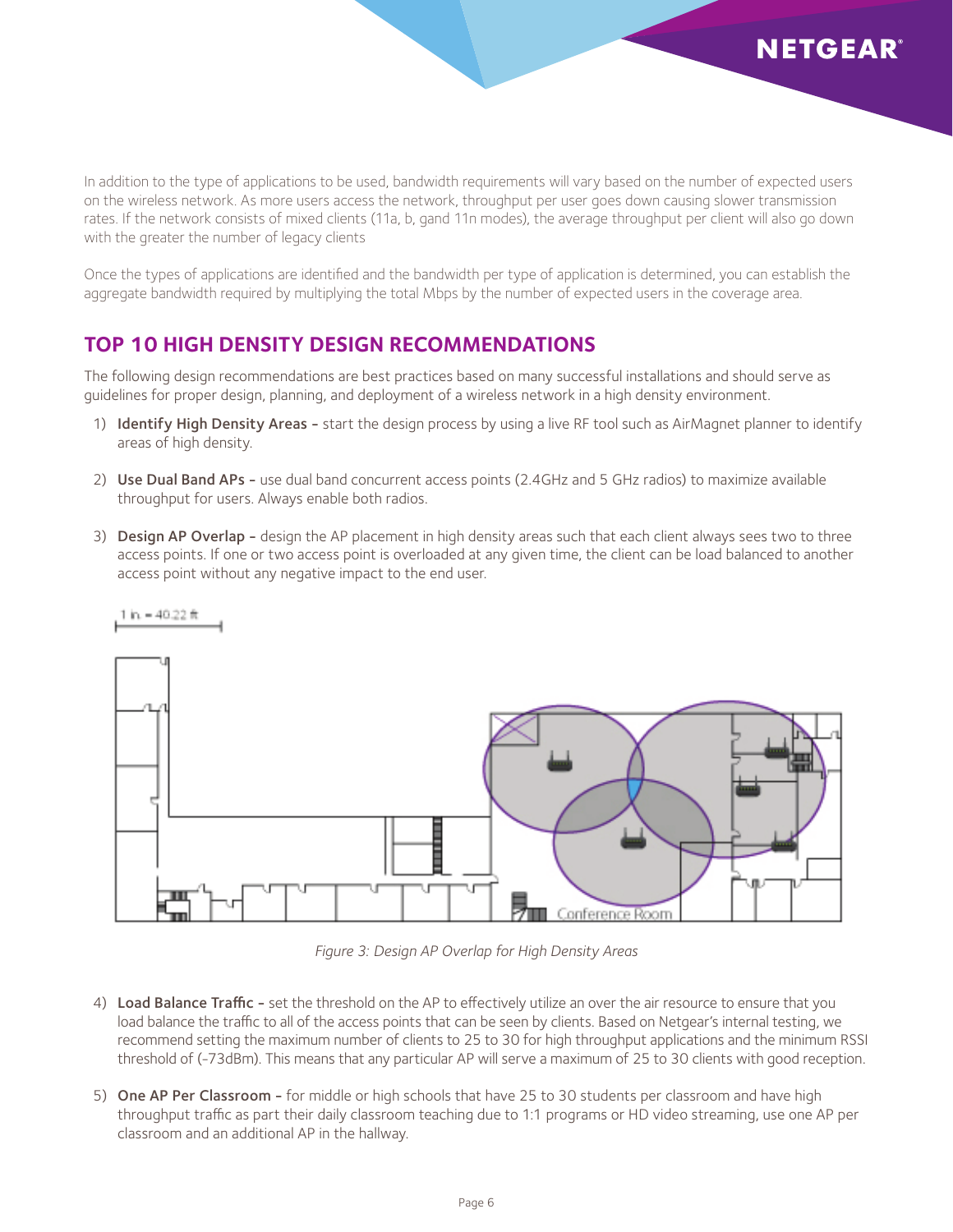In addition to the type of applications to be used, bandwidth requirements will vary based on the number of expected users on the wireless network. As more users access the network, throughput per user goes down causing slower transmission rates. If the network consists of mixed clients (11a, b, gand 11n modes), the average throughput per client will also go down with the greater the number of legacy clients

Once the types of applications are identified and the bandwidth per type of application is determined, you can establish the aggregate bandwidth required by multiplying the total Mbps by the number of expected users in the coverage area.

## TOP 10 HIGH DENSITY DESIGN RECOMMENDATIONS

The following design recommendations are best practices based on many successful installations and should serve as guidelines for proper design, planning, and deployment of a wireless network in a high density environment.

1) **Identify High Density Areas -** start the design process by using a live RF tool such as AirMagnet planner to identify areas of high density.
2) **Use Dual Band APs -** use dual band concurrent access points (2.4GHz and 5 GHz radios) to maximize available throughput for users. Always enable both radios.
3) **Design AP Overlap -** design the AP placement in high density areas such that each client always sees two to three access points. If one or two access point is overloaded at any given time, the client can be load balanced to another access point without any negative impact to the end user.

*Figure 3: Design AP Overlap for High Density Areas*

4) **Load Balance Traffic -** set the threshold on the AP to effectively utilize an over the air resource to ensure that you load balance the traffic to all of the access points that can be seen by clients. Based on Netgear's internal testing, we recommend setting the maximum number of clients to 25 to 30 for high throughput applications and the minimum RSSI threshold of (-73dBm). This means that any particular AP will serve a maximum of 25 to 30 clients with good reception.
5) **One AP Per Classroom -** for middle or high schools that have 25 to 30 students per classroom and have high throughput traffic as part their daily classroom teaching due to 1:1 programs or HD video streaming, use one AP per classroom and an additional AP in the hallway.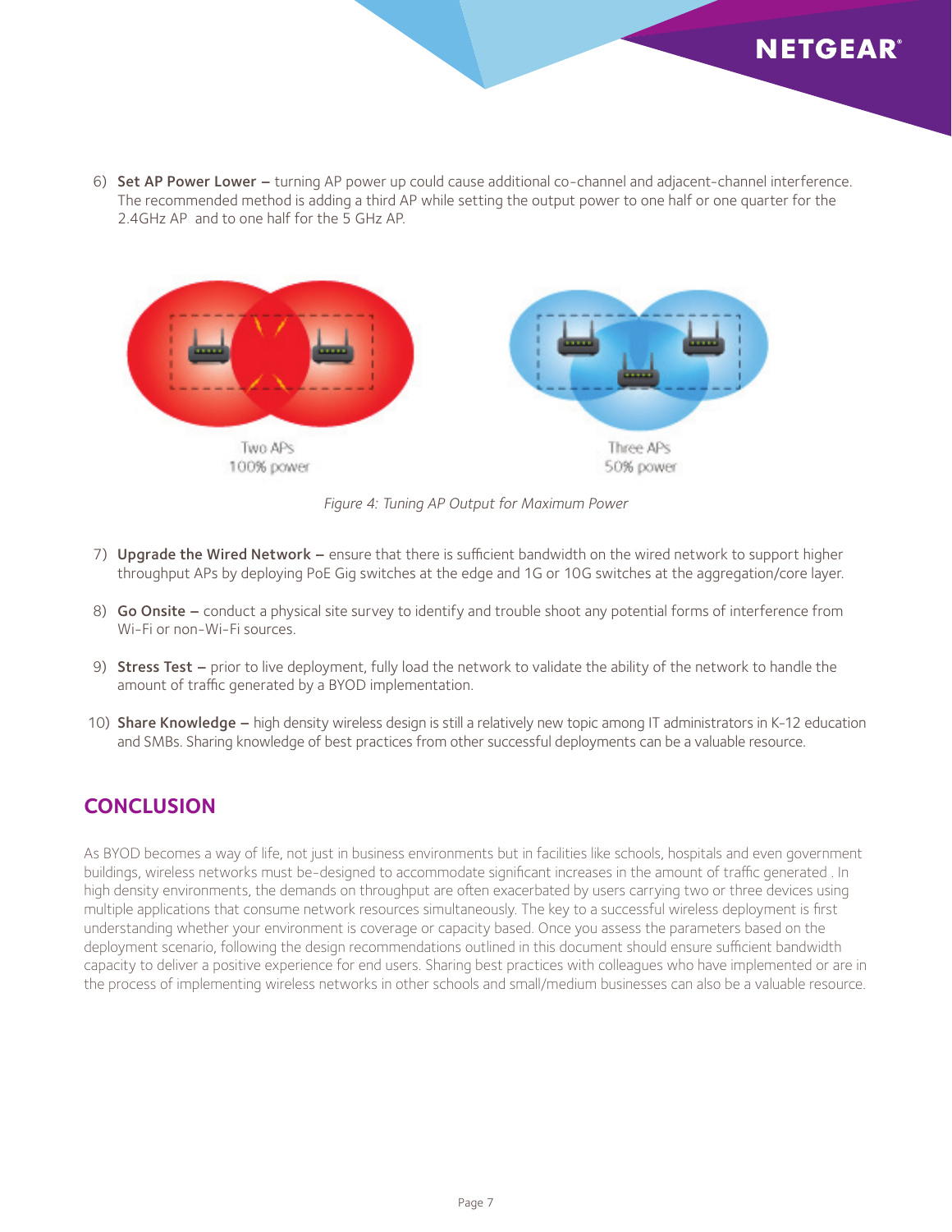6) **Set AP Power Lower –** turning AP power up could cause additional co-channel and adjacent-channel interference. The recommended method is adding a third AP while setting the output power to one half or one quarter for the 2.4GHz AP and to one half for the 5 GHz AP.

Two APs
100% power

Three APs
50% power

*Figure 4: Tuning AP Output for Maximum Power*

7) **Upgrade the Wired Network –** ensure that there is sufficient bandwidth on the wired network to support higher throughput APs by deploying PoE Gig switches at the edge and 1G or 10G switches at the aggregation/core layer.

8) **Go Onsite –** conduct a physical site survey to identify and trouble shoot any potential forms of interference from Wi-Fi or non-Wi-Fi sources.

9) **Stress Test –** prior to live deployment, fully load the network to validate the ability of the network to handle the amount of traffic generated by a BYOD implementation.

10) **Share Knowledge –** high density wireless design is still a relatively new topic among IT administrators in K-12 education and SMBs. Sharing knowledge of best practices from other successful deployments can be a valuable resource.

## CONCLUSION

As BYOD becomes a way of life, not just in business environments but in facilities like schools, hospitals and even government buildings, wireless networks must be-designed to accommodate significant increases in the amount of traffic generated . In high density environments, the demands on throughput are often exacerbated by users carrying two or three devices using multiple applications that consume network resources simultaneously. The key to a successful wireless deployment is first understanding whether your environment is coverage or capacity based. Once you assess the parameters based on the deployment scenario, following the design recommendations outlined in this document should ensure sufficient bandwidth capacity to deliver a positive experience for end users. Sharing best practices with colleagues who have implemented or are in the process of implementing wireless networks in other schools and small/medium businesses can also be a valuable resource.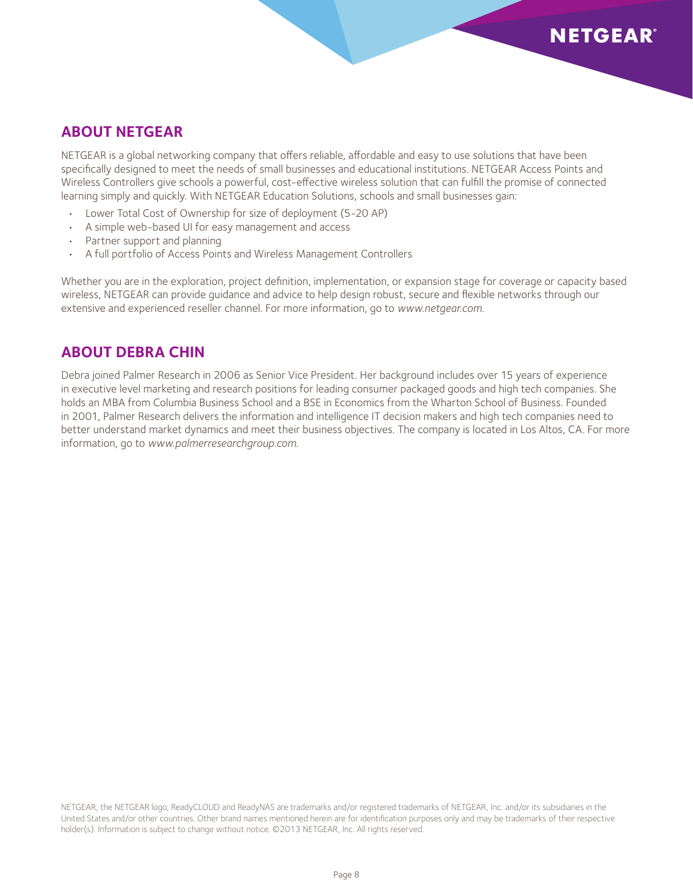## ABOUT NETGEAR

NETGEAR is a global networking company that offers reliable, affordable and easy to use solutions that have been specifically designed to meet the needs of small businesses and educational institutions. NETGEAR Access Points and Wireless Controllers give schools a powerful, cost-effective wireless solution that can fulfill the promise of connected learning simply and quickly. With NETGEAR Education Solutions, schools and small businesses gain:

- Lower Total Cost of Ownership for size of deployment (5-20 AP)
- A simple web-based UI for easy management and access
- Partner support and planning
- A full portfolio of Access Points and Wireless Management Controllers

Whether you are in the exploration, project definition, implementation, or expansion stage for coverage or capacity based wireless, NETGEAR can provide guidance and advice to help design robust, secure and flexible networks through our extensive and experienced reseller channel. For more information, go to *www.netgear.com.*

## ABOUT DEBRA CHIN

Debra joined Palmer Research in 2006 as Senior Vice President. Her background includes over 15 years of experience in executive level marketing and research positions for leading consumer packaged goods and high tech companies. She holds an MBA from Columbia Business School and a BSE in Economics from the Wharton School of Business. Founded in 2001, Palmer Research delivers the information and intelligence IT decision makers and high tech companies need to better understand market dynamics and meet their business objectives. The company is located in Los Altos, CA. For more information, go to *www.palmerresearchgroup.com.*

NETGEAR, the NETGEAR logo, ReadyCLOUD and ReadyNAS are trademarks and/or registered trademarks of NETGEAR, Inc. and/or its subsidiaries in the United States and/or other countries. Other brand names mentioned herein are for identification purposes only and may be trademarks of their respective holder(s). Information is subject to change without notice. ©2013 NETGEAR, Inc. All rights reserved.